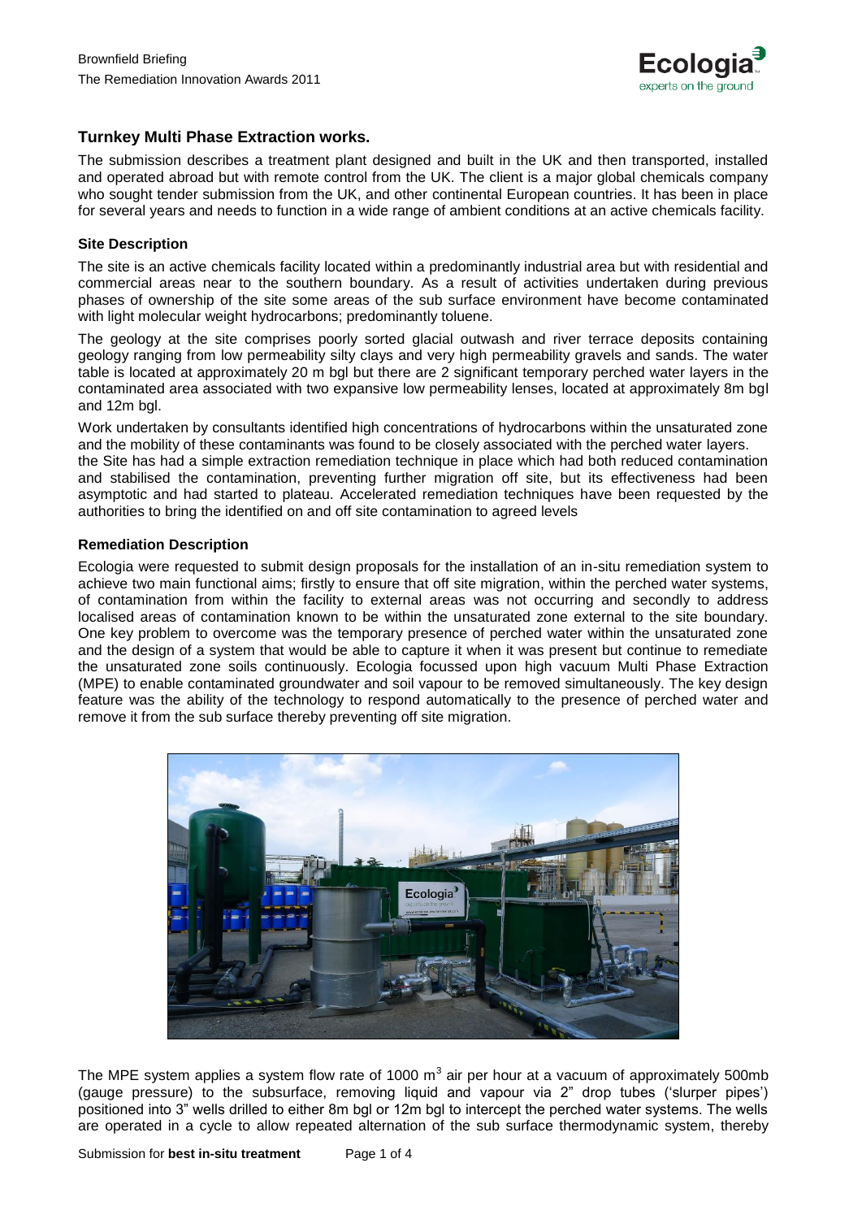## Turnkey Multi Phase Extraction works.

The submission describes a treatment plant designed and built in the UK and then transported, installed and operated abroad but with remote control from the UK. The client is a major global chemicals company who sought tender submission from the UK, and other continental European countries. It has been in place for several years and needs to function in a wide range of ambient conditions at an active chemicals facility.

### Site Description

The site is an active chemicals facility located within a predominantly industrial area but with residential and commercial areas near to the southern boundary. As a result of activities undertaken during previous phases of ownership of the site some areas of the sub surface environment have become contaminated with light molecular weight hydrocarbons; predominantly toluene.

The geology at the site comprises poorly sorted glacial outwash and river terrace deposits containing geology ranging from low permeability silty clays and very high permeability gravels and sands. The water table is located at approximately 20 m bgl but there are 2 significant temporary perched water layers in the contaminated area associated with two expansive low permeability lenses, located at approximately 8m bgl and 12m bgl.

Work undertaken by consultants identified high concentrations of hydrocarbons within the unsaturated zone and the mobility of these contaminants was found to be closely associated with the perched water layers. the Site has had a simple extraction remediation technique in place which had both reduced contamination and stabilised the contamination, preventing further migration off site, but its effectiveness had been asymptotic and had started to plateau. Accelerated remediation techniques have been requested by the authorities to bring the identified on and off site contamination to agreed levels

### Remediation Description

Ecologia were requested to submit design proposals for the installation of an in-situ remediation system to achieve two main functional aims; firstly to ensure that off site migration, within the perched water systems, of contamination from within the facility to external areas was not occurring and secondly to address localised areas of contamination known to be within the unsaturated zone external to the site boundary. One key problem to overcome was the temporary presence of perched water within the unsaturated zone and the design of a system that would be able to capture it when it was present but continue to remediate the unsaturated zone soils continuously. Ecologia focussed upon high vacuum Multi Phase Extraction (MPE) to enable contaminated groundwater and soil vapour to be removed simultaneously. The key design feature was the ability of the technology to respond automatically to the presence of perched water and remove it from the sub surface thereby preventing off site migration.

The MPE system applies a system flow rate of 1000 $m^3$ air per hour at a vacuum of approximately 500mb (gauge pressure) to the subsurface, removing liquid and vapour via 2" drop tubes ('slurper pipes') positioned into 3" wells drilled to either 8m bgl or 12m bgl to intercept the perched water systems. The wells are operated in a cycle to allow repeated alternation of the sub surface thermodynamic system, thereby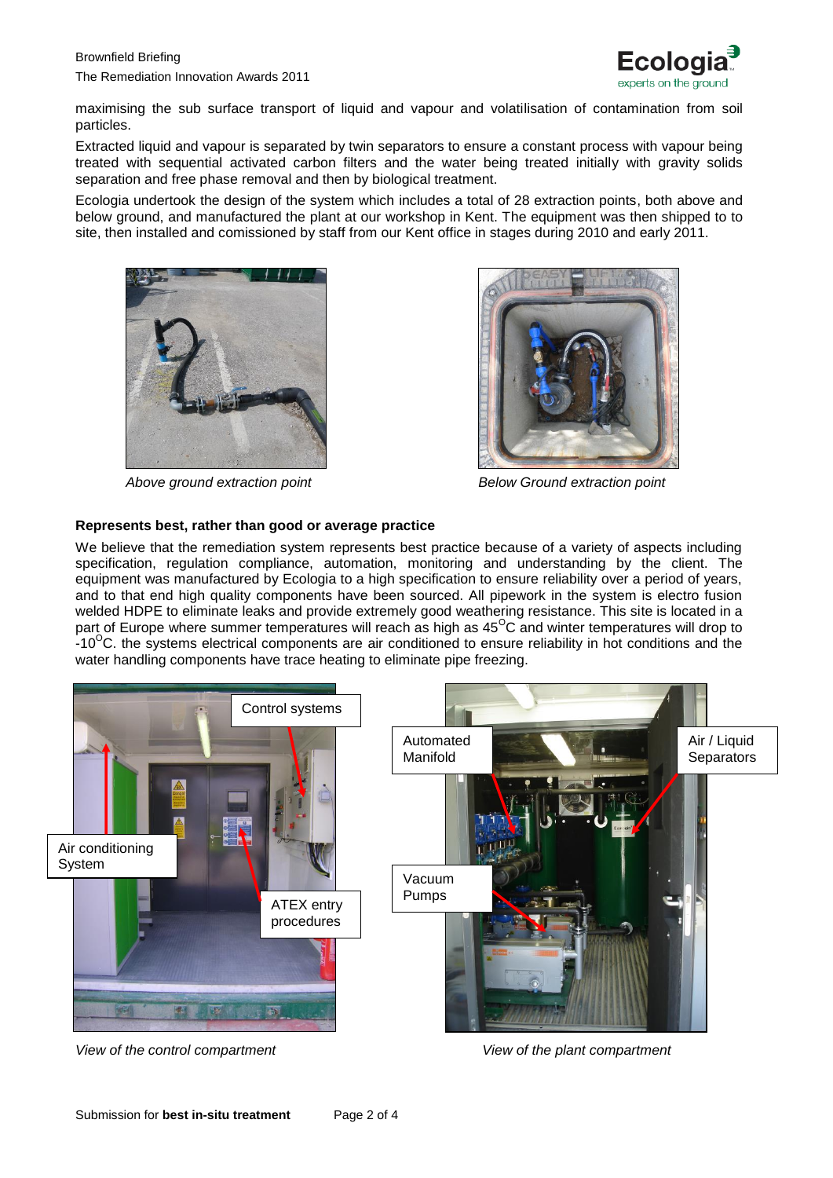maximising the sub surface transport of liquid and vapour and volatilisation of contamination from soil particles.

Extracted liquid and vapour is separated by twin separators to ensure a constant process with vapour being treated with sequential activated carbon filters and the water being treated initially with gravity solids separation and free phase removal and then by biological treatment.

Ecologia undertook the design of the system which includes a total of 28 extraction points, both above and below ground, and manufactured the plant at our workshop in Kent. The equipment was then shipped to to site, then installed and comissioned by staff from our Kent office in stages during 2010 and early 2011.

*Above ground extraction point*

*Below Ground extraction point*

**Represents best, rather than good or average practice**

We believe that the remediation system represents best practice because of a variety of aspects including specification, regulation compliance, automation, monitoring and understanding by the client. The equipment was manufactured by Ecologia to a high specification to ensure reliability over a period of years, and to that end high quality components have been sourced. All pipework in the system is electro fusion welded HDPE to eliminate leaks and provide extremely good weathering resistance. This site is located in a part of Europe where summer temperatures will reach as high as 45$^{O}$C and winter temperatures will drop to -10$^{O}$C. the systems electrical components are air conditioned to ensure reliability in hot conditions and the water handling components have trace heating to eliminate pipe freezing.

Control systems

Air conditioning System

ATEX entry procedures

Automated Manifold

Air / Liquid Separators

Vacuum Pumps

*View of the control compartment*

*View of the plant compartment*

Submission for **best in-situ treatment**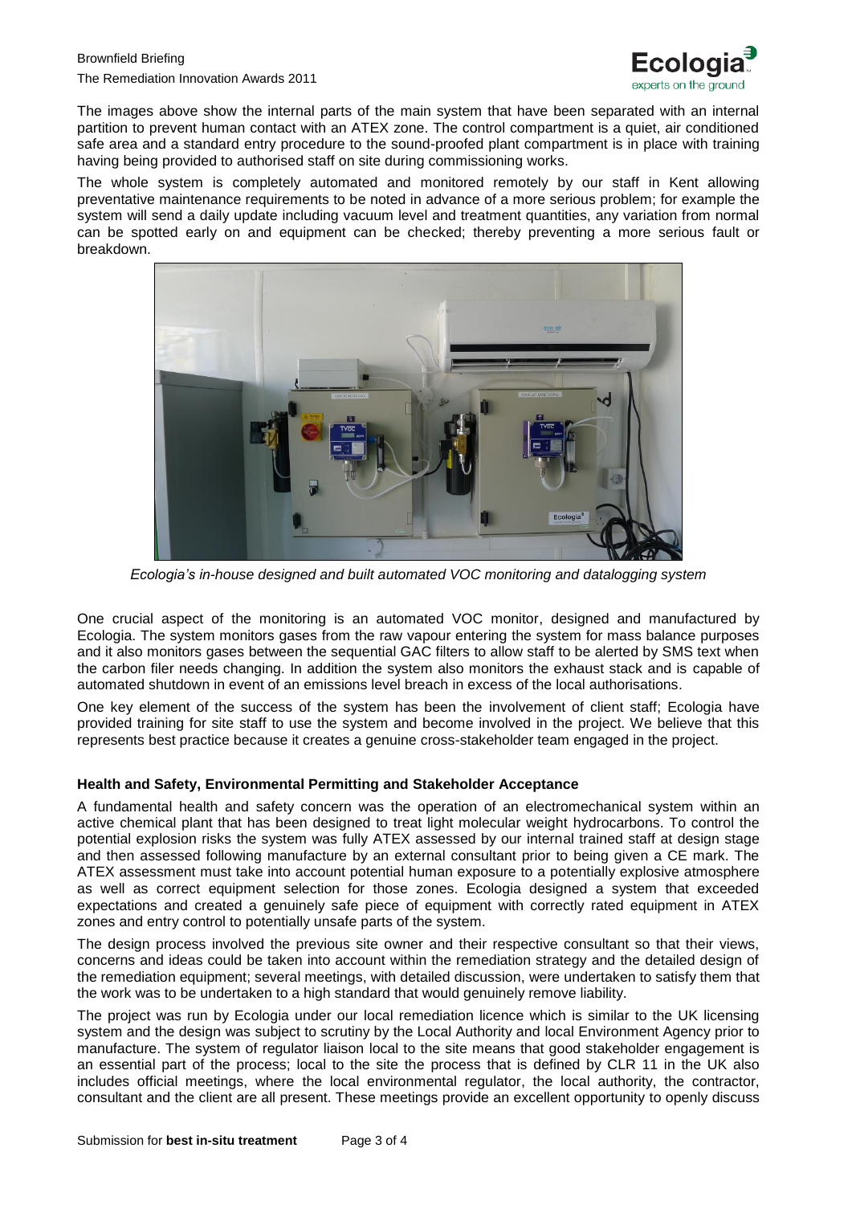The images above show the internal parts of the main system that have been separated with an internal partition to prevent human contact with an ATEX zone. The control compartment is a quiet, air conditioned safe area and a standard entry procedure to the sound-proofed plant compartment is in place with training having being provided to authorised staff on site during commissioning works.

The whole system is completely automated and monitored remotely by our staff in Kent allowing preventative maintenance requirements to be noted in advance of a more serious problem; for example the system will send a daily update including vacuum level and treatment quantities, any variation from normal can be spotted early on and equipment can be checked; thereby preventing a more serious fault or breakdown.

*Ecologia's in-house designed and built automated VOC monitoring and datalogging system*

One crucial aspect of the monitoring is an automated VOC monitor, designed and manufactured by Ecologia. The system monitors gases from the raw vapour entering the system for mass balance purposes and it also monitors gases between the sequential GAC filters to allow staff to be alerted by SMS text when the carbon filer needs changing. In addition the system also monitors the exhaust stack and is capable of automated shutdown in event of an emissions level breach in excess of the local authorisations.

One key element of the success of the system has been the involvement of client staff; Ecologia have provided training for site staff to use the system and become involved in the project. We believe that this represents best practice because it creates a genuine cross-stakeholder team engaged in the project.

**Health and Safety, Environmental Permitting and Stakeholder Acceptance**

A fundamental health and safety concern was the operation of an electromechanical system within an active chemical plant that has been designed to treat light molecular weight hydrocarbons. To control the potential explosion risks the system was fully ATEX assessed by our internal trained staff at design stage and then assessed following manufacture by an external consultant prior to being given a CE mark. The ATEX assessment must take into account potential human exposure to a potentially explosive atmosphere as well as correct equipment selection for those zones. Ecologia designed a system that exceeded expectations and created a genuinely safe piece of equipment with correctly rated equipment in ATEX zones and entry control to potentially unsafe parts of the system.

The design process involved the previous site owner and their respective consultant so that their views, concerns and ideas could be taken into account within the remediation strategy and the detailed design of the remediation equipment; several meetings, with detailed discussion, were undertaken to satisfy them that the work was to be undertaken to a high standard that would genuinely remove liability.

The project was run by Ecologia under our local remediation licence which is similar to the UK licensing system and the design was subject to scrutiny by the Local Authority and local Environment Agency prior to manufacture. The system of regulator liaison local to the site means that good stakeholder engagement is an essential part of the process; local to the site the process that is defined by CLR 11 in the UK also includes official meetings, where the local environmental regulator, the local authority, the contractor, consultant and the client are all present. These meetings provide an excellent opportunity to openly discuss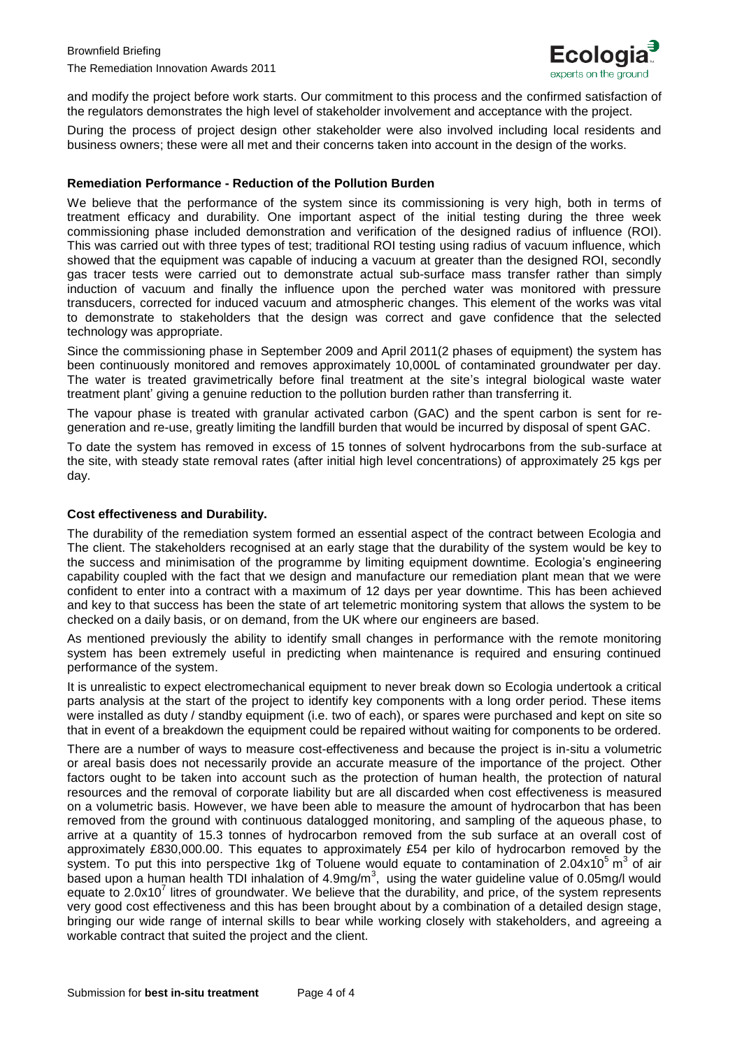and modify the project before work starts. Our commitment to this process and the confirmed satisfaction of the regulators demonstrates the high level of stakeholder involvement and acceptance with the project.

During the process of project design other stakeholder were also involved including local residents and business owners; these were all met and their concerns taken into account in the design of the works.

**Remediation Performance - Reduction of the Pollution Burden**

We believe that the performance of the system since its commissioning is very high, both in terms of treatment efficacy and durability. One important aspect of the initial testing during the three week commissioning phase included demonstration and verification of the designed radius of influence (ROI). This was carried out with three types of test; traditional ROI testing using radius of vacuum influence, which showed that the equipment was capable of inducing a vacuum at greater than the designed ROI, secondly gas tracer tests were carried out to demonstrate actual sub-surface mass transfer rather than simply induction of vacuum and finally the influence upon the perched water was monitored with pressure transducers, corrected for induced vacuum and atmospheric changes. This element of the works was vital to demonstrate to stakeholders that the design was correct and gave confidence that the selected technology was appropriate.

Since the commissioning phase in September 2009 and April 2011(2 phases of equipment) the system has been continuously monitored and removes approximately 10,000L of contaminated groundwater per day. The water is treated gravimetrically before final treatment at the site's integral biological waste water treatment plant' giving a genuine reduction to the pollution burden rather than transferring it.

The vapour phase is treated with granular activated carbon (GAC) and the spent carbon is sent for re-generation and re-use, greatly limiting the landfill burden that would be incurred by disposal of spent GAC.

To date the system has removed in excess of 15 tonnes of solvent hydrocarbons from the sub-surface at the site, with steady state removal rates (after initial high level concentrations) of approximately 25 kgs per day.

**Cost effectiveness and Durability.**

The durability of the remediation system formed an essential aspect of the contract between Ecologia and The client. The stakeholders recognised at an early stage that the durability of the system would be key to the success and minimisation of the programme by limiting equipment downtime. Ecologia's engineering capability coupled with the fact that we design and manufacture our remediation plant mean that we were confident to enter into a contract with a maximum of 12 days per year downtime. This has been achieved and key to that success has been the state of art telemetric monitoring system that allows the system to be checked on a daily basis, or on demand, from the UK where our engineers are based.

As mentioned previously the ability to identify small changes in performance with the remote monitoring system has been extremely useful in predicting when maintenance is required and ensuring continued performance of the system.

It is unrealistic to expect electromechanical equipment to never break down so Ecologia undertook a critical parts analysis at the start of the project to identify key components with a long order period. These items were installed as duty / standby equipment (i.e. two of each), or spares were purchased and kept on site so that in event of a breakdown the equipment could be repaired without waiting for components to be ordered.

There are a number of ways to measure cost-effectiveness and because the project is in-situ a volumetric or areal basis does not necessarily provide an accurate measure of the importance of the project. Other factors ought to be taken into account such as the protection of human health, the protection of natural resources and the removal of corporate liability but are all discarded when cost effectiveness is measured on a volumetric basis. However, we have been able to measure the amount of hydrocarbon that has been removed from the ground with continuous datalogged monitoring, and sampling of the aqueous phase, to arrive at a quantity of 15.3 tonnes of hydrocarbon removed from the sub surface at an overall cost of approximately £830,000.00. This equates to approximately £54 per kilo of hydrocarbon removed by the system. To put this into perspective 1kg of Toluene would equate to contamination of $2.04\times10^5$ $m^3$ of air based upon a human health TDI inhalation of 4.9mg/$m^3$, using the water guideline value of 0.05mg/l would equate to $2.0\times10^7$ litres of groundwater. We believe that the durability, and price, of the system represents very good cost effectiveness and this has been brought about by a combination of a detailed design stage, bringing our wide range of internal skills to bear while working closely with stakeholders, and agreeing a workable contract that suited the project and the client.